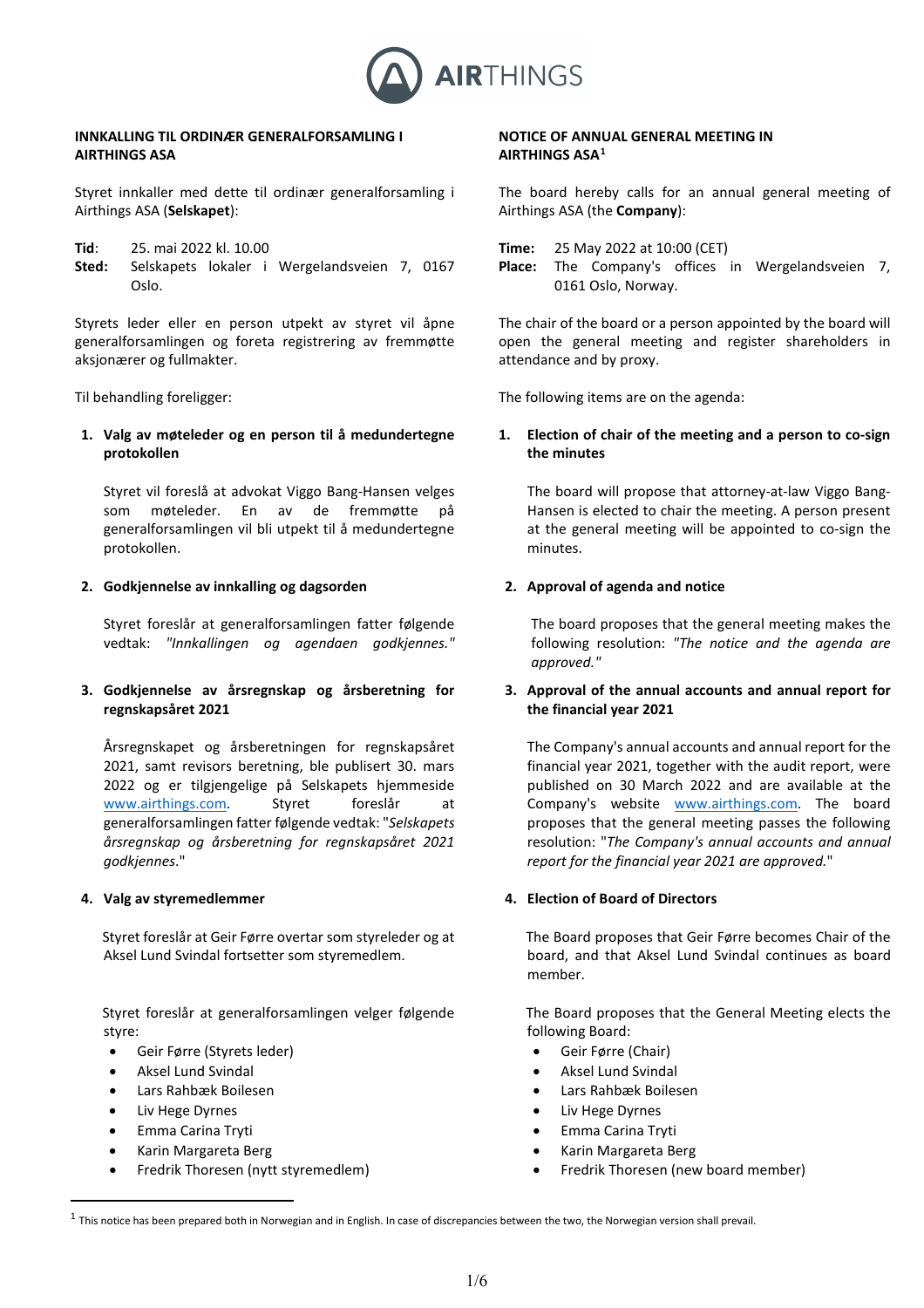**INNKALLING TIL ORDINÆR GENERALFORSAMLING I AIRTHINGS ASA**

Styret innkaller med dette til ordinær generalforsamling i Airthings ASA (**Selskapet**):

**Tid**: 25. mai 2022 kl. 10.00
**Sted:** Selskapets lokaler i Wergelandsveien 7, 0167 Oslo.

Styrets leder eller en person utpekt av styret vil åpne generalforsamlingen og foreta registrering av fremmøtte aksjonærer og fullmakter.

Til behandling foreligger:

**1. Valg av møteleder og en person til å medundertegne protokollen**

Styret vil foreslå at advokat Viggo Bang-Hansen velges som møteleder. En av de fremmøtte på generalforsamlingen vil bli utpekt til å medundertegne protokollen.

**2. Godkjennelse av innkalling og dagsorden**

Styret foreslår at generalforsamlingen fatter følgende vedtak: *"Innkallingen og agendaen godkjennes."*

**3. Godkjennelse av årsregnskap og årsberetning for regnskapsåret 2021**

Årsregnskapet og årsberetningen for regnskapsåret 2021, samt revisors beretning, ble publisert 30. mars 2022 og er tilgjengelige på Selskapets hjemmeside www.airthings.com. Styret foreslår at generalforsamlingen fatter følgende vedtak: "*Selskapets årsregnskap og årsberetning for regnskapsåret 2021 godkjennes.*"

**4. Valg av styremedlemmer**

Styret foreslår at Geir Førre overtar som styreleder og at Aksel Lund Svindal fortsetter som styremedlem.

Styret foreslår at generalforsamlingen velger følgende styre:

- Geir Førre (Styrets leder)
- Aksel Lund Svindal
- Lars Rahbæk Boilesen
- Liv Hege Dyrnes
- Emma Carina Tryti
- Karin Margareta Berg
- Fredrik Thoresen (nytt styremedlem)

**NOTICE OF ANNUAL GENERAL MEETING IN AIRTHINGS ASA**[1]

The board hereby calls for an annual general meeting of Airthings ASA (the **Company**):

**Time:** 25 May 2022 at 10:00 (CET)
**Place:** The Company's offices in Wergelandsveien 7, 0161 Oslo, Norway.

The chair of the board or a person appointed by the board will open the general meeting and register shareholders in attendance and by proxy.

The following items are on the agenda:

**1. Election of chair of the meeting and a person to co-sign the minutes**

The board will propose that attorney-at-law Viggo Bang-Hansen is elected to chair the meeting. A person present at the general meeting will be appointed to co-sign the minutes.

**2. Approval of agenda and notice**

The board proposes that the general meeting makes the following resolution: *"The notice and the agenda are approved."*

**3. Approval of the annual accounts and annual report for the financial year 2021**

The Company's annual accounts and annual report for the financial year 2021, together with the audit report, were published on 30 March 2022 and are available at the Company's website www.airthings.com. The board proposes that the general meeting passes the following resolution: "*The Company's annual accounts and annual report for the financial year 2021 are approved.*"

**4. Election of Board of Directors**

The Board proposes that Geir Førre becomes Chair of the board, and that Aksel Lund Svindal continues as board member.

The Board proposes that the General Meeting elects the following Board:

- Geir Førre (Chair)
- Aksel Lund Svindal
- Lars Rahbæk Boilesen
- Liv Hege Dyrnes
- Emma Carina Tryti
- Karin Margareta Berg
- Fredrik Thoresen (new board member)

[1] This notice has been prepared both in Norwegian and in English. In case of discrepancies between the two, the Norwegian version shall prevail.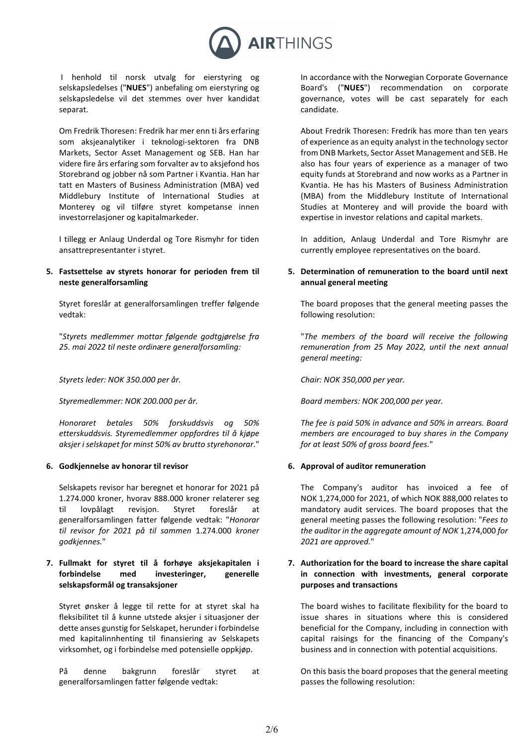I henhold til norsk utvalg for eierstyring og selskapsledelses ("**NUES**") anbefaling om eierstyring og selskapsledelse vil det stemmes over hver kandidat separat.

Om Fredrik Thoresen: Fredrik har mer enn ti års erfaring som aksjeanalytiker i teknologi-sektoren fra DNB Markets, Sector Asset Management og SEB. Han har videre fire års erfaring som forvalter av to aksjefond hos Storebrand og jobber nå som Partner i Kvantia. Han har tatt en Masters of Business Administration (MBA) ved Middlebury Institute of International Studies at Monterey og vil tilføre styret kompetanse innen investorrelasjoner og kapitalmarkeder.

I tillegg er Anlaug Underdal og Tore Rismyhr for tiden ansattrepresentanter i styret.

**5. Fastsettelse av styrets honorar for perioden frem til neste generalforsamling**

Styret foreslår at generalforsamlingen treffer følgende vedtak:

"*Styrets medlemmer mottar følgende godtgjørelse fra 25. mai 2022 til neste ordinære generalforsamling:*

*Styrets leder: NOK 350.000 per år.*

*Styremedlemmer: NOK 200.000 per år.*

*Honoraret betales 50% forskuddsvis og 50% etterskuddsvis. Styremedlemmer oppfordres til å kjøpe aksjer i selskapet for minst 50% av brutto styrehonorar*."

**6. Godkjennelse av honorar til revisor**

Selskapets revisor har beregnet et honorar for 2021 på 1.274.000 kroner, hvorav 888.000 kroner relaterer seg til lovpålagt revisjon. Styret foreslår at generalforsamlingen fatter følgende vedtak: "*Honorar til revisor for 2021 på til sammen* 1.274.000 *kroner godkjennes.*"

**7. Fullmakt for styret til å forhøye aksjekapitalen i forbindelse med investeringer, generelle selskapsformål og transaksjoner**

Styret ønsker å legge til rette for at styret skal ha fleksibilitet til å kunne utstede aksjer i situasjoner der dette anses gunstig for Selskapet, herunder i forbindelse med kapitalinnhenting til finansiering av Selskapets virksomhet, og i forbindelse med potensielle oppkjøp.

På denne bakgrunn foreslår styret at generalforsamlingen fatter følgende vedtak:

In accordance with the Norwegian Corporate Governance Board's ("**NUES**") recommendation on corporate governance, votes will be cast separately for each candidate.

About Fredrik Thoresen: Fredrik has more than ten years of experience as an equity analyst in the technology sector from DNB Markets, Sector Asset Management and SEB. He also has four years of experience as a manager of two equity funds at Storebrand and now works as a Partner in Kvantia. He has his Masters of Business Administration (MBA) from the Middlebury Institute of International Studies at Monterey and will provide the board with expertise in investor relations and capital markets.

In addition, Anlaug Underdal and Tore Rismyhr are currently employee representatives on the board.

**5. Determination of remuneration to the board until next annual general meeting**

The board proposes that the general meeting passes the following resolution:

"*The members of the board will receive the following remuneration from 25 May 2022, until the next annual general meeting:*

*Chair: NOK 350,000 per year.*

*Board members: NOK 200,000 per year.*

*The fee is paid 50% in advance and 50% in arrears. Board members are encouraged to buy shares in the Company for at least 50% of gross board fees.*"

**6. Approval of auditor remuneration**

The Company's auditor has invoiced a fee of NOK 1,274,000 for 2021, of which NOK 888,000 relates to mandatory audit services. The board proposes that the general meeting passes the following resolution: "*Fees to the auditor in the aggregate amount of NOK* 1,274,000 *for 2021 are approved.*"

**7. Authorization for the board to increase the share capital in connection with investments, general corporate purposes and transactions**

The board wishes to facilitate flexibility for the board to issue shares in situations where this is considered beneficial for the Company, including in connection with capital raisings for the financing of the Company's business and in connection with potential acquisitions.

On this basis the board proposes that the general meeting passes the following resolution: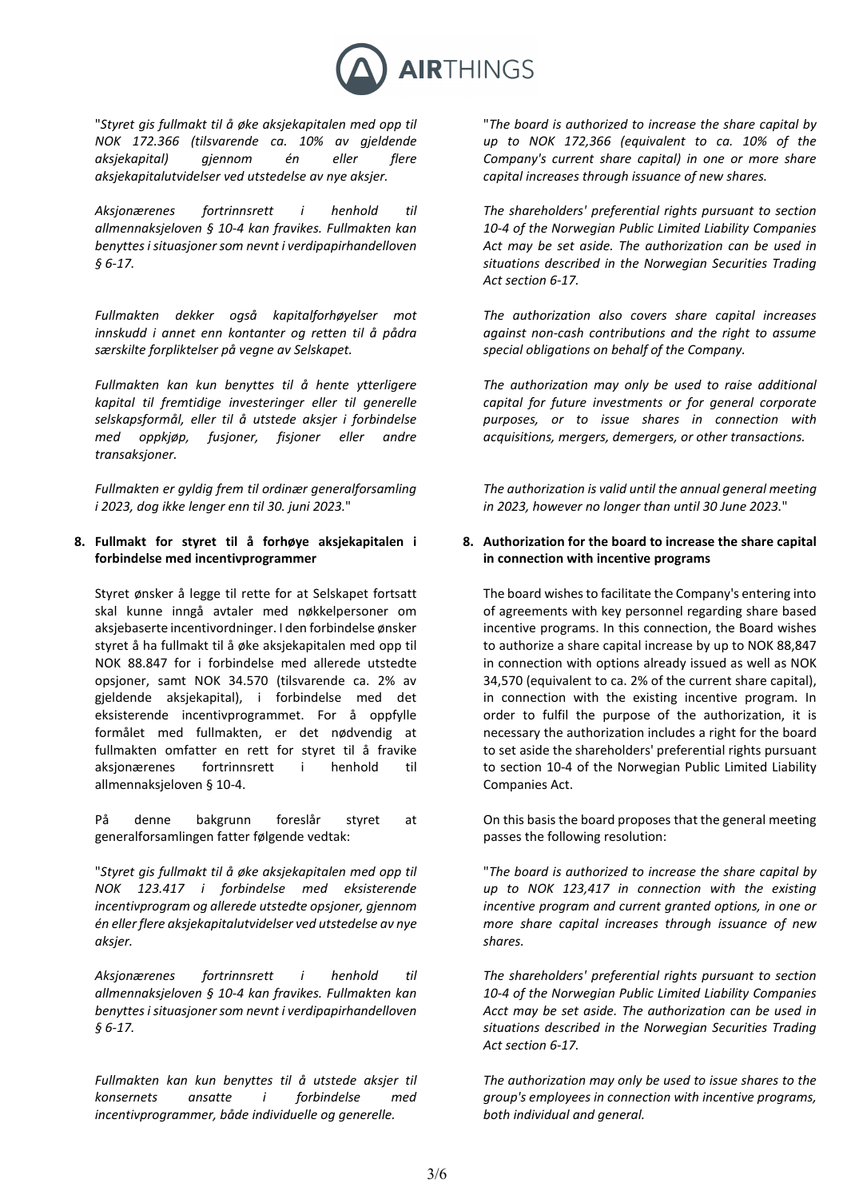"*Styret gis fullmakt til å øke aksjekapitalen med opp til NOK 172.366 (tilsvarende ca. 10% av gjeldende aksjekapital) gjennom én eller flere aksjekapitalutvidelser ved utstedelse av nye aksjer.*

*Aksjonærenes fortrinnsrett i henhold til allmennaksjeloven § 10-4 kan fravikes. Fullmakten kan benyttes i situasjoner som nevnt i verdipapirhandelloven § 6-17.*

*Fullmakten dekker også kapitalforhøyelser mot innskudd i annet enn kontanter og retten til å pådra særskilte forpliktelser på vegne av Selskapet.*

*Fullmakten kan kun benyttes til å hente ytterligere kapital til fremtidige investeringer eller til generelle selskapsformål, eller til å utstede aksjer i forbindelse med oppkjøp, fusjoner, fisjoner eller andre transaksjoner.*

*Fullmakten er gyldig frem til ordinær generalforsamling i 2023, dog ikke lenger enn til 30. juni 2023.*"

"*The board is authorized to increase the share capital by up to NOK 172,366 (equivalent to ca. 10% of the Company's current share capital) in one or more share capital increases through issuance of new shares.*

*The shareholders' preferential rights pursuant to section 10-4 of the Norwegian Public Limited Liability Companies Act may be set aside. The authorization can be used in situations described in the Norwegian Securities Trading Act section 6-17.*

*The authorization also covers share capital increases against non-cash contributions and the right to assume special obligations on behalf of the Company.*

*The authorization may only be used to raise additional capital for future investments or for general corporate purposes, or to issue shares in connection with acquisitions, mergers, demergers, or other transactions.*

*The authorization is valid until the annual general meeting in 2023, however no longer than until 30 June 2023.*"

**8. Fullmakt for styret til å forhøye aksjekapitalen i forbindelse med incentivprogrammer**

Styret ønsker å legge til rette for at Selskapet fortsatt skal kunne inngå avtaler med nøkkelpersoner om aksjebaserte incentivordninger. I den forbindelse ønsker styret å ha fullmakt til å øke aksjekapitalen med opp til NOK 88.847 for i forbindelse med allerede utstedte opsjoner, samt NOK 34.570 (tilsvarende ca. 2% av gjeldende aksjekapital), i forbindelse med det eksisterende incentivprogrammet. For å oppfylle formålet med fullmakten, er det nødvendig at fullmakten omfatter en rett for styret til å fravike aksjonærenes fortrinnsrett i henhold til allmennaksjeloven § 10-4.

På denne bakgrunn foreslår styret at generalforsamlingen fatter følgende vedtak:

"*Styret gis fullmakt til å øke aksjekapitalen med opp til NOK 123.417 i forbindelse med eksisterende incentivprogram og allerede utstedte opsjoner, gjennom én eller flere aksjekapitalutvidelser ved utstedelse av nye aksjer.*

*Aksjonærenes fortrinnsrett i henhold til allmennaksjeloven § 10-4 kan fravikes. Fullmakten kan benyttes i situasjoner som nevnt i verdipapirhandelloven § 6-17.*

*Fullmakten kan kun benyttes til å utstede aksjer til konsernets ansatte i forbindelse med incentivprogrammer, både individuelle og generelle.*

**8. Authorization for the board to increase the share capital in connection with incentive programs**

The board wishes to facilitate the Company's entering into of agreements with key personnel regarding share based incentive programs. In this connection, the Board wishes to authorize a share capital increase by up to NOK 88,847 in connection with options already issued as well as NOK 34,570 (equivalent to ca. 2% of the current share capital), in connection with the existing incentive program. In order to fulfil the purpose of the authorization, it is necessary the authorization includes a right for the board to set aside the shareholders' preferential rights pursuant to section 10-4 of the Norwegian Public Limited Liability Companies Act.

On this basis the board proposes that the general meeting passes the following resolution:

"*The board is authorized to increase the share capital by up to NOK 123,417 in connection with the existing incentive program and current granted options, in one or more share capital increases through issuance of new shares.*

*The shareholders' preferential rights pursuant to section 10-4 of the Norwegian Public Limited Liability Companies Acct may be set aside. The authorization can be used in situations described in the Norwegian Securities Trading Act section 6-17.*

*The authorization may only be used to issue shares to the group's employees in connection with incentive programs, both individual and general.*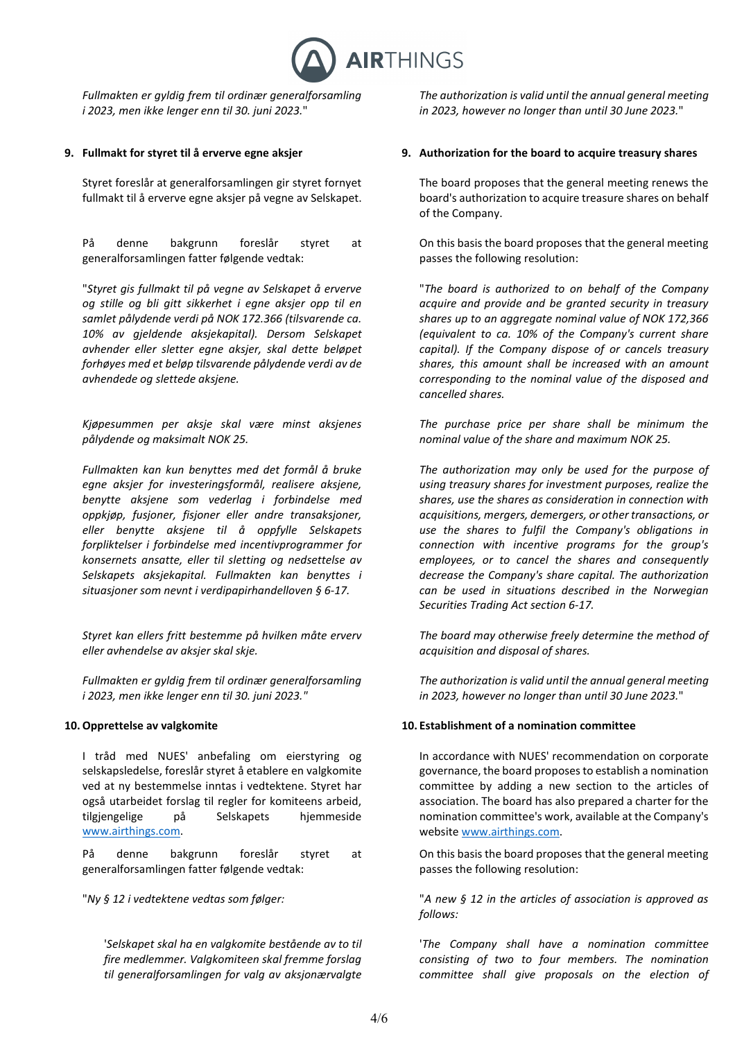*Fullmakten er gyldig frem til ordinær generalforsamling i 2023, men ikke lenger enn til 30. juni 2023.*"

*The authorization is valid until the annual general meeting in 2023, however no longer than until 30 June 2023.*"

### 9. Fullmakt for styret til å erverve egne aksjer

Styret foreslår at generalforsamlingen gir styret fornyet fullmakt til å erverve egne aksjer på vegne av Selskapet.

På denne bakgrunn foreslår styret at generalforsamlingen fatter følgende vedtak:

"*Styret gis fullmakt til på vegne av Selskapet å erverve og stille og bli gitt sikkerhet i egne aksjer opp til en samlet pålydende verdi på NOK 172.366 (tilsvarende ca. 10% av gjeldende aksjekapital). Dersom Selskapet avhender eller sletter egne aksjer, skal dette beløpet forhøyes med et beløp tilsvarende pålydende verdi av de avhendede og slettede aksjene.*

*Kjøpesummen per aksje skal være minst aksjenes pålydende og maksimalt NOK 25.*

*Fullmakten kan kun benyttes med det formål å bruke egne aksjer for investeringsformål, realisere aksjene, benytte aksjene som vederlag i forbindelse med oppkjøp, fusjoner, fisjoner eller andre transaksjoner, eller benytte aksjene til å oppfylle Selskapets forpliktelser i forbindelse med incentivprogrammer for konsernets ansatte, eller til sletting og nedsettelse av Selskapets aksjekapital. Fullmakten kan benyttes i situasjoner som nevnt i verdipapirhandelloven § 6-17.*

*Styret kan ellers fritt bestemme på hvilken måte erverv eller avhendelse av aksjer skal skje.*

*Fullmakten er gyldig frem til ordinær generalforsamling i 2023, men ikke lenger enn til 30. juni 2023."*

### 9. Authorization for the board to acquire treasury shares

The board proposes that the general meeting renews the board's authorization to acquire treasure shares on behalf of the Company.

On this basis the board proposes that the general meeting passes the following resolution:

"*The board is authorized to on behalf of the Company acquire and provide and be granted security in treasury shares up to an aggregate nominal value of NOK 172,366 (equivalent to ca. 10% of the Company's current share capital). If the Company dispose of or cancels treasury shares, this amount shall be increased with an amount corresponding to the nominal value of the disposed and cancelled shares.*

*The purchase price per share shall be minimum the nominal value of the share and maximum NOK 25.*

*The authorization may only be used for the purpose of using treasury shares for investment purposes, realize the shares, use the shares as consideration in connection with acquisitions, mergers, demergers, or other transactions, or use the shares to fulfil the Company's obligations in connection with incentive programs for the group's employees, or to cancel the shares and consequently decrease the Company's share capital. The authorization can be used in situations described in the Norwegian Securities Trading Act section 6-17.*

*The board may otherwise freely determine the method of acquisition and disposal of shares.*

*The authorization is valid until the annual general meeting in 2023, however no longer than until 30 June 2023.*"

### 10. Opprettelse av valgkomite

I tråd med NUES' anbefaling om eierstyring og selskapsledelse, foreslår styret å etablere en valgkomite ved at ny bestemmelse inntas i vedtektene. Styret har også utarbeidet forslag til regler for komiteens arbeid, tilgjengelige på Selskapets hjemmeside www.airthings.com.

På denne bakgrunn foreslår styret at generalforsamlingen fatter følgende vedtak:

"*Ny § 12 i vedtektene vedtas som følger:*

> '*Selskapet skal ha en valgkomite bestående av to til fire medlemmer. Valgkomiteen skal fremme forslag til generalforsamlingen for valg av aksjonærvalgte*

### 10. Establishment of a nomination committee

In accordance with NUES' recommendation on corporate governance, the board proposes to establish a nomination committee by adding a new section to the articles of association. The board has also prepared a charter for the nomination committee's work, available at the Company's website www.airthings.com.

On this basis the board proposes that the general meeting passes the following resolution:

"*A new § 12 in the articles of association is approved as follows:*

> '*The Company shall have a nomination committee consisting of two to four members. The nomination committee shall give proposals on the election of*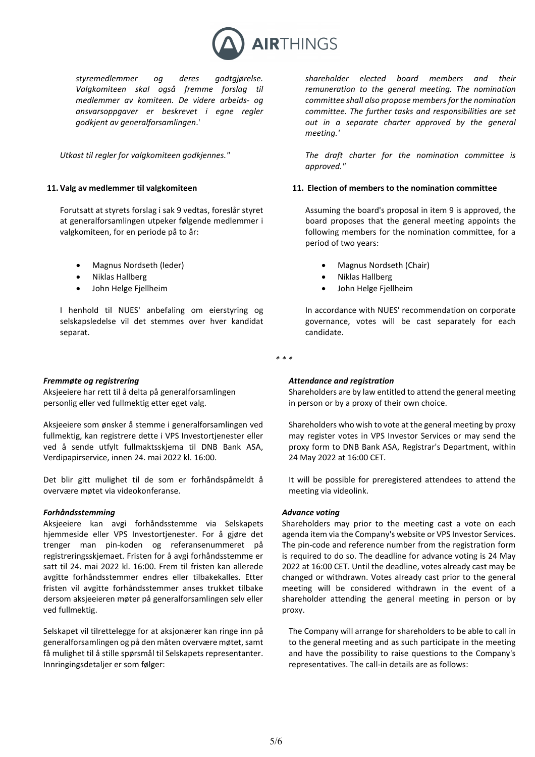*styremedlemmer og deres godtgjørelse. Valgkomiteen skal også fremme forslag til medlemmer av komiteen. De videre arbeids- og ansvarsoppgaver er beskrevet i egne regler godkjent av generalforsamlingen*.'

*Utkast til regler for valgkomiteen godkjennes."*

**11. Valg av medlemmer til valgkomiteen**

Forutsatt at styrets forslag i sak 9 vedtas, foreslår styret at generalforsamlingen utpeker følgende medlemmer i valgkomiteen, for en periode på to år:

- Magnus Nordseth (leder)
- Niklas Hallberg
- John Helge Fjellheim

I henhold til NUES' anbefaling om eierstyring og selskapsledelse vil det stemmes over hver kandidat separat.

*shareholder elected board members and their remuneration to the general meeting. The nomination committee shall also propose members for the nomination committee. The further tasks and responsibilities are set out in a separate charter approved by the general meeting.'*

*The draft charter for the nomination committee is approved."*

**11. Election of members to the nomination committee**

Assuming the board's proposal in item 9 is approved, the board proposes that the general meeting appoints the following members for the nomination committee, for a period of two years:

- Magnus Nordseth (Chair)
- Niklas Hallberg
- John Helge Fjellheim

In accordance with NUES' recommendation on corporate governance, votes will be cast separately for each candidate.

*\* \* \**

***Fremmøte og registrering***

Aksjeeiere har rett til å delta på generalforsamlingen personlig eller ved fullmektig etter eget valg.

Aksjeeiere som ønsker å stemme i generalforsamlingen ved fullmektig, kan registrere dette i VPS Investortjenester eller ved å sende utfylt fullmaktsskjema til DNB Bank ASA, Verdipapirservice, innen 24. mai 2022 kl. 16:00.

Det blir gitt mulighet til de som er forhåndspåmeldt å overvære møtet via videokonferanse.

***Forhåndsstemming***

Aksjeeiere kan avgi forhåndsstemme via Selskapets hjemmeside eller VPS Investortjenester. For å gjøre det trenger man pin-koden og referansenummeret på registreringsskjemaet. Fristen for å avgi forhåndsstemme er satt til 24. mai 2022 kl. 16:00. Frem til fristen kan allerede avgitte forhåndsstemmer endres eller tilbakekalles. Etter fristen vil avgitte forhåndsstemmer anses trukket tilbake dersom aksjeeieren møter på generalforsamlingen selv eller ved fullmektig.

Selskapet vil tilrettelegge for at aksjonærer kan ringe inn på generalforsamlingen og på den måten overvære møtet, samt få mulighet til å stille spørsmål til Selskapets representanter. Innringingsdetaljer er som følger:

***Attendance and registration***

Shareholders are by law entitled to attend the general meeting in person or by a proxy of their own choice.

Shareholders who wish to vote at the general meeting by proxy may register votes in VPS Investor Services or may send the proxy form to DNB Bank ASA, Registrar's Department, within 24 May 2022 at 16:00 CET.

It will be possible for preregistered attendees to attend the meeting via videolink.

***Advance voting***

Shareholders may prior to the meeting cast a vote on each agenda item via the Company's website or VPS Investor Services. The pin-code and reference number from the registration form is required to do so. The deadline for advance voting is 24 May 2022 at 16:00 CET. Until the deadline, votes already cast may be changed or withdrawn. Votes already cast prior to the general meeting will be considered withdrawn in the event of a shareholder attending the general meeting in person or by proxy.

The Company will arrange for shareholders to be able to call in to the general meeting and as such participate in the meeting and have the possibility to raise questions to the Company's representatives. The call-in details are as follows: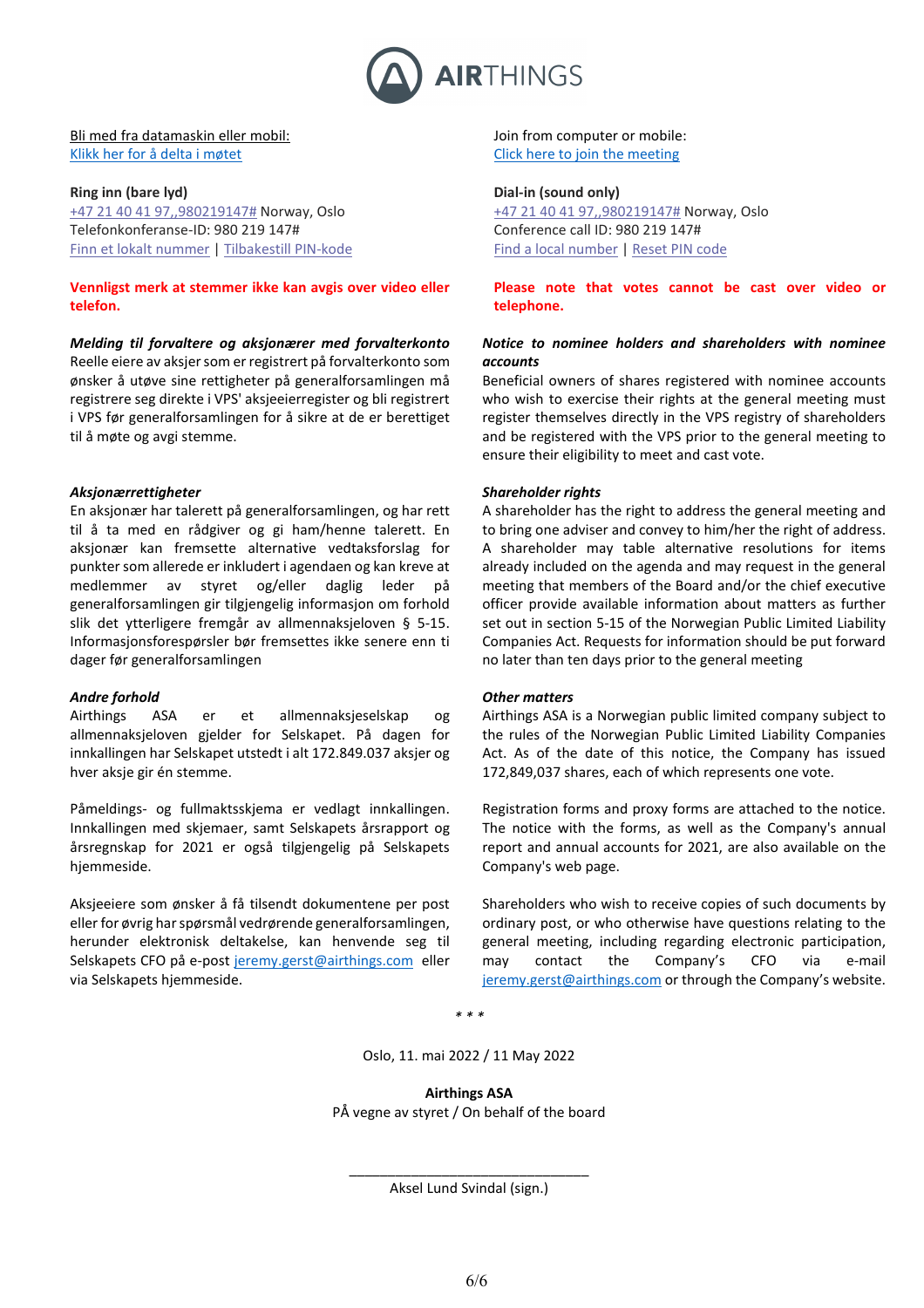[Bli med fra datamaskin eller mobil:](#)
[Klikk her for å delta i møtet](#)

**Ring inn (bare lyd)**
[+47 21 40 41 97,,980219147#](#) Norway, Oslo
Telefonkonferanse-ID: 980 219 147#
[Finn et lokalt nummer](#) | [Tilbakestill PIN-kode](#)

**Vennligst merk at stemmer ikke kan avgis over video eller telefon.**

***Melding til forvaltere og aksjonærer med forvalterkonto***
Reelle eiere av aksjer som er registrert på forvalterkonto som ønsker å utøve sine rettigheter på generalforsamlingen må registrere seg direkte i VPS' aksjeeierregister og bli registrert i VPS før generalforsamlingen for å sikre at de er berettiget til å møte og avgi stemme.

***Aksjonærrettigheter***
En aksjonær har talerett på generalforsamlingen, og har rett til å ta med en rådgiver og gi ham/henne talerett. En aksjonær kan fremsette alternative vedtaksforslag for punkter som allerede er inkludert i agendaen og kan kreve at medlemmer av styret og/eller daglig leder på generalforsamlingen gir tilgjengelig informasjon om forhold slik det ytterligere fremgår av allmennaksjeloven § 5-15. Informasjonsforespørsler bør fremsettes ikke senere enn ti dager før generalforsamlingen

***Andre forhold***
Airthings ASA er et allmennaksjeselskap og allmennaksjeloven gjelder for Selskapet. På dagen for innkallingen har Selskapet utstedt i alt 172.849.037 aksjer og hver aksje gir én stemme.

Påmeldings- og fullmaktsskjema er vedlagt innkallingen. Innkallingen med skjemaer, samt Selskapets årsrapport og årsregnskap for 2021 er også tilgjengelig på Selskapets hjemmeside.

Aksjeeiere som ønsker å få tilsendt dokumentene per post eller for øvrig har spørsmål vedrørende generalforsamlingen, herunder elektronisk deltakelse, kan henvende seg til Selskapets CFO på e-post [jeremy.gerst@airthings.com](mailto:jeremy.gerst@airthings.com) eller via Selskapets hjemmeside.

Join from computer or mobile:
[Click here to join the meeting](#)

**Dial-in (sound only)**
[+47 21 40 41 97,,980219147#](#) Norway, Oslo
Conference call ID: 980 219 147#
[Find a local number](#) | [Reset PIN code](#)

**Please note that votes cannot be cast over video or telephone.**

***Notice to nominee holders and shareholders with nominee accounts***
Beneficial owners of shares registered with nominee accounts who wish to exercise their rights at the general meeting must register themselves directly in the VPS registry of shareholders and be registered with the VPS prior to the general meeting to ensure their eligibility to meet and cast vote.

***Shareholder rights***
A shareholder has the right to address the general meeting and to bring one adviser and convey to him/her the right of address. A shareholder may table alternative resolutions for items already included on the agenda and may request in the general meeting that members of the Board and/or the chief executive officer provide available information about matters as further set out in section 5-15 of the Norwegian Public Limited Liability Companies Act. Requests for information should be put forward no later than ten days prior to the general meeting

***Other matters***
Airthings ASA is a Norwegian public limited company subject to the rules of the Norwegian Public Limited Liability Companies Act. As of the date of this notice, the Company has issued 172,849,037 shares, each of which represents one vote.

Registration forms and proxy forms are attached to the notice. The notice with the forms, as well as the Company's annual report and annual accounts for 2021, are also available on the Company's web page.

Shareholders who wish to receive copies of such documents by ordinary post, or who otherwise have questions relating to the general meeting, including regarding electronic participation, may contact the Company's CFO via e-mail [jeremy.gerst@airthings.com](mailto:jeremy.gerst@airthings.com) or through the Company's website.

\* \* \*

Oslo, 11. mai 2022 / 11 May 2022

**Airthings ASA**
PÅ vegne av styret / On behalf of the board

\_\_\_\_\_\_\_\_\_\_\_\_\_\_\_\_\_\_\_\_\_\_\_\_\_\_\_\_\_\_\_\_
Aksel Lund Svindal (sign.)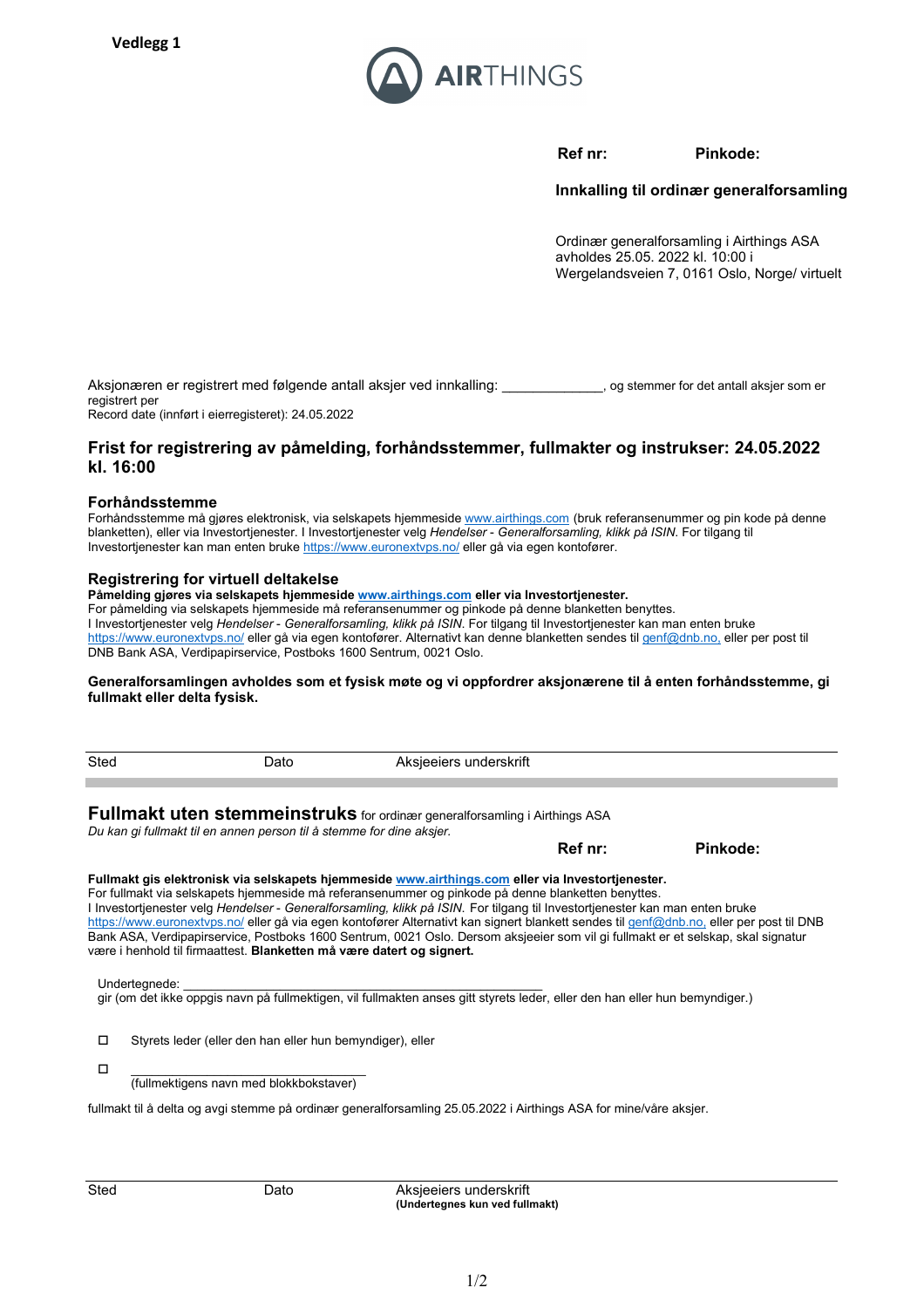**Vedlegg 1**

AIRTHINGS

**Ref nr:** **Pinkode:**

**Innkalling til ordinær generalforsamling**

Ordinær generalforsamling i Airthings ASA avholdes 25.05. 2022 kl. 10:00 i Wergelandsveien 7, 0161 Oslo, Norge/ virtuelt

Aksjonæren er registrert med følgende antall aksjer ved innkalling: _____________, og stemmer for det antall aksjer som er registrert per
Record date (innført i eierregisteret): 24.05.2022

## Frist for registrering av påmelding, forhåndsstemmer, fullmakter og instrukser: 24.05.2022 kl. 16:00

### Forhåndsstemme

Forhåndsstemme må gjøres elektronisk, via selskapets hjemmeside www.airthings.com (bruk referansenummer og pin kode på denne blanketten), eller via Investortjenester. I Investortjenester velg *Hendelser - Generalforsamling, klikk på ISIN*. For tilgang til Investortjenester kan man enten bruke https://www.euronextvps.no/ eller gå via egen kontofører.

### Registrering for virtuell deltakelse

**Påmelding gjøres via selskapets hjemmeside www.airthings.com eller via Investortjenester.**
For påmelding via selskapets hjemmeside må referansenummer og pinkode på denne blanketten benyttes.
I Investortjenester velg *Hendelser - Generalforsamling, klikk på ISIN*. For tilgang til Investortjenester kan man enten bruke https://www.euronextvps.no/ eller gå via egen kontofører. Alternativt kan denne blanketten sendes til genf@dnb.no, eller per post til DNB Bank ASA, Verdipapirservice, Postboks 1600 Sentrum, 0021 Oslo.

**Generalforsamlingen avholdes som et fysisk møte og vi oppfordrer aksjonærene til å enten forhåndsstemme, gi fullmakt eller delta fysisk.**

Sted Dato Aksjeeiers underskrift

## Fullmakt uten stemmeinstruks for ordinær generalforsamling i Airthings ASA

*Du kan gi fullmakt til en annen person til å stemme for dine aksjer.*

**Ref nr:** **Pinkode:**

**Fullmakt gis elektronisk via selskapets hjemmeside www.airthings.com eller via Investortjenester.**
For fullmakt via selskapets hjemmeside må referansenummer og pinkode på denne blanketten benyttes.
I Investortjenester velg *Hendelser - Generalforsamling, klikk på ISIN*. For tilgang til Investortjenester kan man enten bruke https://www.euronextvps.no/ eller gå via egen kontofører Alternativt kan signert blankett sendes til genf@dnb.no, eller per post til DNB Bank ASA, Verdipapirservice, Postboks 1600 Sentrum, 0021 Oslo. Dersom aksjeeier som vil gi fullmakt er et selskap, skal signatur være i henhold til firmaattest. **Blanketten må være datert og signert.**

Undertegnede: ________________________________________________
gir (om det ikke oppgis navn på fullmektigen, vil fullmakten anses gitt styrets leder, eller den han eller hun bemyndiger.)

☐ Styrets leder (eller den han eller hun bemyndiger), eller

☐ ________________________________
(fullmektigens navn med blokkbokstaver)

fullmakt til å delta og avgi stemme på ordinær generalforsamling 25.05.2022 i Airthings ASA for mine/våre aksjer.

Sted Dato Aksjeeiers underskrift
**(Undertegnes kun ved fullmakt)**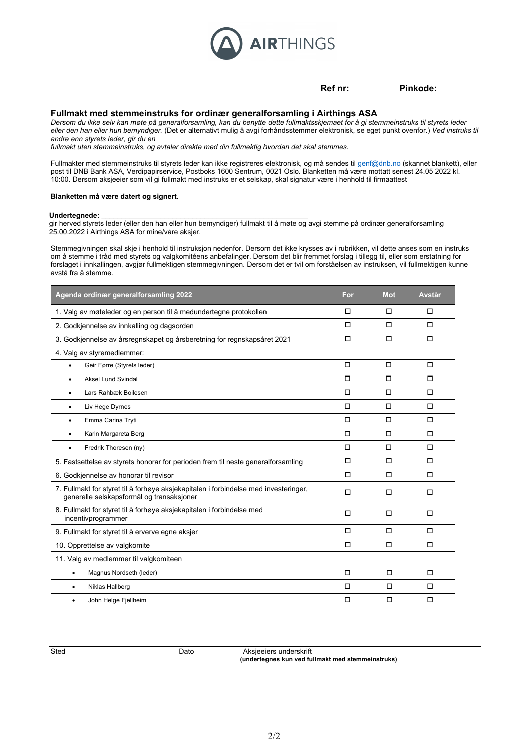**Ref nr:** **Pinkode:**

## Fullmakt med stemmeinstruks for ordinær generalforsamling i Airthings ASA

*Dersom du ikke selv kan møte på generalforsamling, kan du benytte dette fullmaktsskjemaet for å gi stemmeinstruks til styrets leder eller den han eller hun bemyndiger.* (Det er alternativt mulig å avgi forhåndsstemmer elektronisk, se eget punkt ovenfor.) *Ved instruks til andre enn styrets leder, gir du en fullmakt uten stemmeinstruks, og avtaler direkte med din fullmektig hvordan det skal stemmes.*

Fullmakter med stemmeinstruks til styrets leder kan ikke registreres elektronisk, og må sendes til genf@dnb.no (skannet blankett), eller post til DNB Bank ASA, Verdipapirservice, Postboks 1600 Sentrum, 0021 Oslo. Blanketten må være mottatt senest 24.05 2022 kl. 10:00. Dersom aksjeeier som vil gi fullmakt med instruks er et selskap, skal signatur være i henhold til firmaattest

**Blanketten må være datert og signert.**

**Undertegnede:** ____________________________________________________

gir herved styrets leder (eller den han eller hun bemyndiger) fullmakt til å møte og avgi stemme på ordinær generalforsamling 25.00.2022 i Airthings ASA for mine/våre aksjer.

Stemmegivningen skal skje i henhold til instruksjon nedenfor. Dersom det ikke krysses av i rubrikken, vil dette anses som en instruks om å stemme i tråd med styrets og valgkomitéens anbefalinger. Dersom det blir fremmet forslag i tillegg til, eller som erstatning for forslaget i innkallingen, avgjør fullmektigen stemmegivningen. Dersom det er tvil om forståelsen av instruksen, vil fullmektigen kunne avstå fra å stemme.

| Agenda ordinær generalforsamling 2022 | For | Mot | Avstår |
|---|---|---|---|
| 1. Valg av møteleder og en person til å medundertegne protokollen | ☐ | ☐ | ☐ |
| 2. Godkjennelse av innkalling og dagsorden | ☐ | ☐ | ☐ |
| 3. Godkjennelse av årsregnskapet og årsberetning for regnskapsåret 2021 | ☐ | ☐ | ☐ |
| 4. Valg av styremedlemmer: | | | |
| • Geir Førre (Styrets leder) | ☐ | ☐ | ☐ |
| • Aksel Lund Svindal | ☐ | ☐ | ☐ |
| • Lars Rahbæk Boilesen | ☐ | ☐ | ☐ |
| • Liv Hege Dyrnes | ☐ | ☐ | ☐ |
| • Emma Carina Tryti | ☐ | ☐ | ☐ |
| • Karin Margareta Berg | ☐ | ☐ | ☐ |
| • Fredrik Thoresen (ny) | ☐ | ☐ | ☐ |
| 5. Fastsettelse av styrets honorar for perioden frem til neste generalforsamling | ☐ | ☐ | ☐ |
| 6. Godkjennelse av honorar til revisor | ☐ | ☐ | ☐ |
| 7. Fullmakt for styret til å forhøye aksjekapitalen i forbindelse med investeringer, generelle selskapsformål og transaksjoner | ☐ | ☐ | ☐ |
| 8. Fullmakt for styret til å forhøye aksjekapitalen i forbindelse med incentivprogrammer | ☐ | ☐ | ☐ |
| 9. Fullmakt for styret til å erverve egne aksjer | ☐ | ☐ | ☐ |
| 10. Opprettelse av valgkomite | ☐ | ☐ | ☐ |
| 11. Valg av medlemmer til valgkomiteen | | | |
| • Magnus Nordseth (leder) | ☐ | ☐ | ☐ |
| • Niklas Hallberg | ☐ | ☐ | ☐ |
| • John Helge Fjellheim | ☐ | ☐ | ☐ |

Sted    Dato    Aksjeeiers underskrift
**(undertegnes kun ved fullmakt med stemmeinstruks)**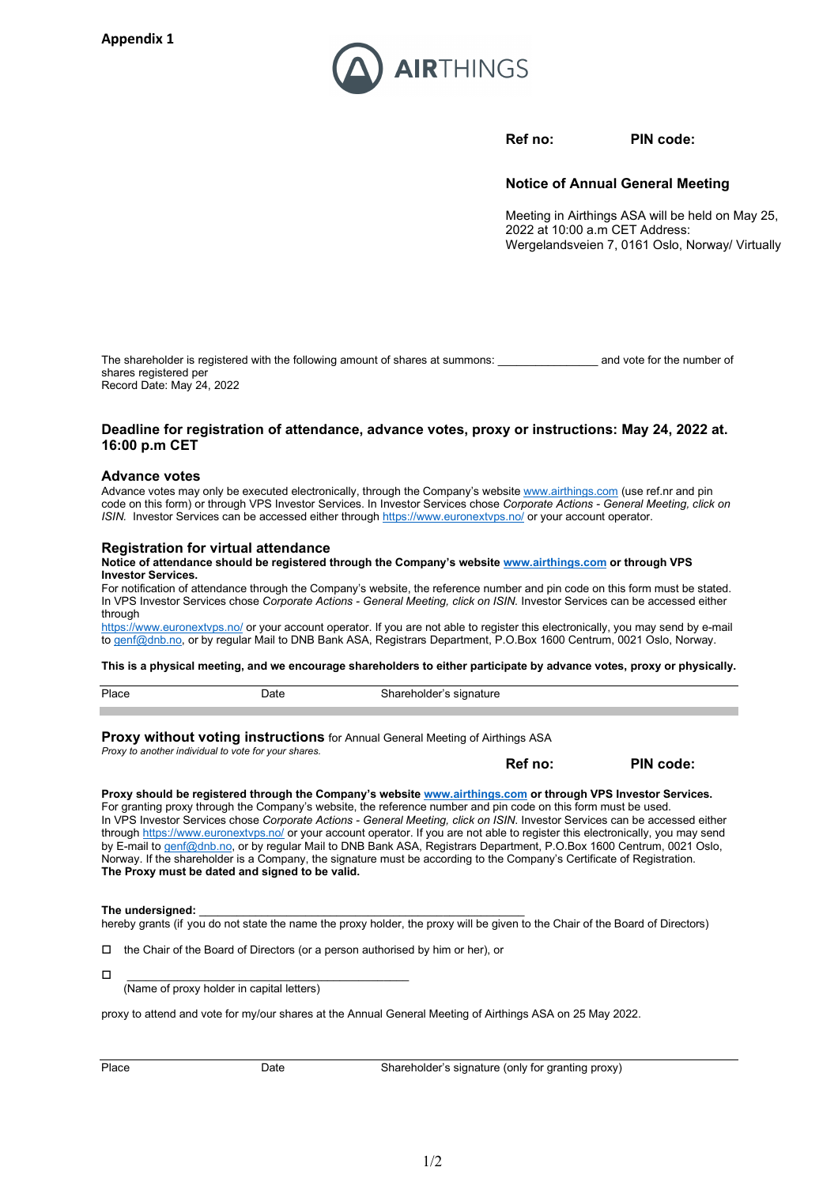**Appendix 1**

AIRTHINGS

**Ref no:** **PIN code:**

**Notice of Annual General Meeting**

Meeting in Airthings ASA will be held on May 25, 2022 at 10:00 a.m CET Address: Wergelandsveien 7, 0161 Oslo, Norway/ Virtually

The shareholder is registered with the following amount of shares at summons: ________________ and vote for the number of shares registered per
Record Date: May 24, 2022

### Deadline for registration of attendance, advance votes, proxy or instructions: May 24, 2022 at. 16:00 p.m CET

### Advance votes

Advance votes may only be executed electronically, through the Company's website www.airthings.com (use ref.nr and pin code on this form) or through VPS Investor Services. In Investor Services chose *Corporate Actions - General Meeting, click on ISIN.* Investor Services can be accessed either through https://www.euronextvps.no/ or your account operator.

### Registration for virtual attendance

**Notice of attendance should be registered through the Company's website www.airthings.com or through VPS Investor Services.**

For notification of attendance through the Company's website, the reference number and pin code on this form must be stated. In VPS Investor Services chose *Corporate Actions - General Meeting, click on ISIN.* Investor Services can be accessed either through
https://www.euronextvps.no/ or your account operator. If you are not able to register this electronically, you may send by e-mail to genf@dnb.no, or by regular Mail to DNB Bank ASA, Registrars Department, P.O.Box 1600 Centrum, 0021 Oslo, Norway.

**This is a physical meeting, and we encourage shareholders to either participate by advance votes, proxy or physically.**

| Place | Date | Shareholder's signature |
|---|---|---|

**Proxy without voting instructions** for Annual General Meeting of Airthings ASA
*Proxy to another individual to vote for your shares.*

**Ref no:** **PIN code:**

**Proxy should be registered through the Company's website www.airthings.com or through VPS Investor Services.**
For granting proxy through the Company's website, the reference number and pin code on this form must be used.
In VPS Investor Services chose *Corporate Actions - General Meeting, click on ISIN*. Investor Services can be accessed either through https://www.euronextvps.no/ or your account operator. If you are not able to register this electronically, you may send by E-mail to genf@dnb.no, or by regular Mail to DNB Bank ASA, Registrars Department, P.O.Box 1600 Centrum, 0021 Oslo, Norway. If the shareholder is a Company, the signature must be according to the Company's Certificate of Registration.
**The Proxy must be dated and signed to be valid.**

**The undersigned:** ____________________________________________________
hereby grants (if you do not state the name the proxy holder, the proxy will be given to the Chair of the Board of Directors)

☐ the Chair of the Board of Directors (or a person authorised by him or her), or

☐ _____________________________________________
(Name of proxy holder in capital letters)

proxy to attend and vote for my/our shares at the Annual General Meeting of Airthings ASA on 25 May 2022.

| Place | Date | Shareholder's signature (only for granting proxy) |
|---|---|---|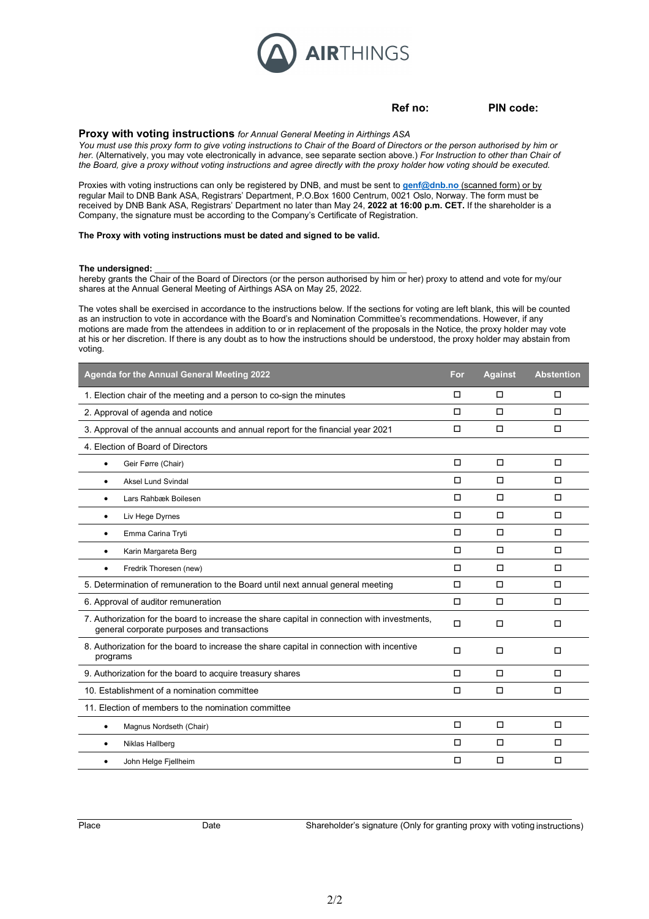AIRTHINGS

**Ref no:** **PIN code:**

**Proxy with voting instructions** *for Annual General Meeting in Airthings ASA*

*You must use this proxy form to give voting instructions to Chair of the Board of Directors or the person authorised by him or her.* (Alternatively, you may vote electronically in advance, see separate section above.) *For Instruction to other than Chair of the Board, give a proxy without voting instructions and agree directly with the proxy holder how voting should be executed.*

Proxies with voting instructions can only be registered by DNB, and must be sent to **genf@dnb.no** (scanned form) or by regular Mail to DNB Bank ASA, Registrars' Department, P.O.Box 1600 Centrum, 0021 Oslo, Norway. The form must be received by DNB Bank ASA, Registrars' Department no later than May 24, **2022 at 16:00 p.m. CET.** If the shareholder is a Company, the signature must be according to the Company's Certificate of Registration.

**The Proxy with voting instructions must be dated and signed to be valid.**

**The undersigned:** ____________________________________________________

hereby grants the Chair of the Board of Directors (or the person authorised by him or her) proxy to attend and vote for my/our shares at the Annual General Meeting of Airthings ASA on May 25, 2022.

The votes shall be exercised in accordance to the instructions below. If the sections for voting are left blank, this will be counted as an instruction to vote in accordance with the Board's and Nomination Committee's recommendations. However, if any motions are made from the attendees in addition to or in replacement of the proposals in the Notice, the proxy holder may vote at his or her discretion. If there is any doubt as to how the instructions should be understood, the proxy holder may abstain from voting.

| Agenda for the Annual General Meeting 2022 | For | Against | Abstention |
|---|---|---|---|
| 1. Election chair of the meeting and a person to co-sign the minutes | ☐ | ☐ | ☐ |
| 2. Approval of agenda and notice | ☐ | ☐ | ☐ |
| 3. Approval of the annual accounts and annual report for the financial year 2021 | ☐ | ☐ | ☐ |
| 4. Election of Board of Directors | | | |
| • Geir Førre (Chair) | ☐ | ☐ | ☐ |
| • Aksel Lund Svindal | ☐ | ☐ | ☐ |
| • Lars Rahbæk Boilesen | ☐ | ☐ | ☐ |
| • Liv Hege Dyrnes | ☐ | ☐ | ☐ |
| • Emma Carina Tryti | ☐ | ☐ | ☐ |
| • Karin Margareta Berg | ☐ | ☐ | ☐ |
| • Fredrik Thoresen (new) | ☐ | ☐ | ☐ |
| 5. Determination of remuneration to the Board until next annual general meeting | ☐ | ☐ | ☐ |
| 6. Approval of auditor remuneration | ☐ | ☐ | ☐ |
| 7. Authorization for the board to increase the share capital in connection with investments, general corporate purposes and transactions | ☐ | ☐ | ☐ |
| 8. Authorization for the board to increase the share capital in connection with incentive programs | ☐ | ☐ | ☐ |
| 9. Authorization for the board to acquire treasury shares | ☐ | ☐ | ☐ |
| 10. Establishment of a nomination committee | ☐ | ☐ | ☐ |
| 11. Election of members to the nomination committee | | | |
| • Magnus Nordseth (Chair) | ☐ | ☐ | ☐ |
| • Niklas Hallberg | ☐ | ☐ | ☐ |
| • John Helge Fjellheim | ☐ | ☐ | ☐ |

Place Date Shareholder's signature (Only for granting proxy with voting instructions)